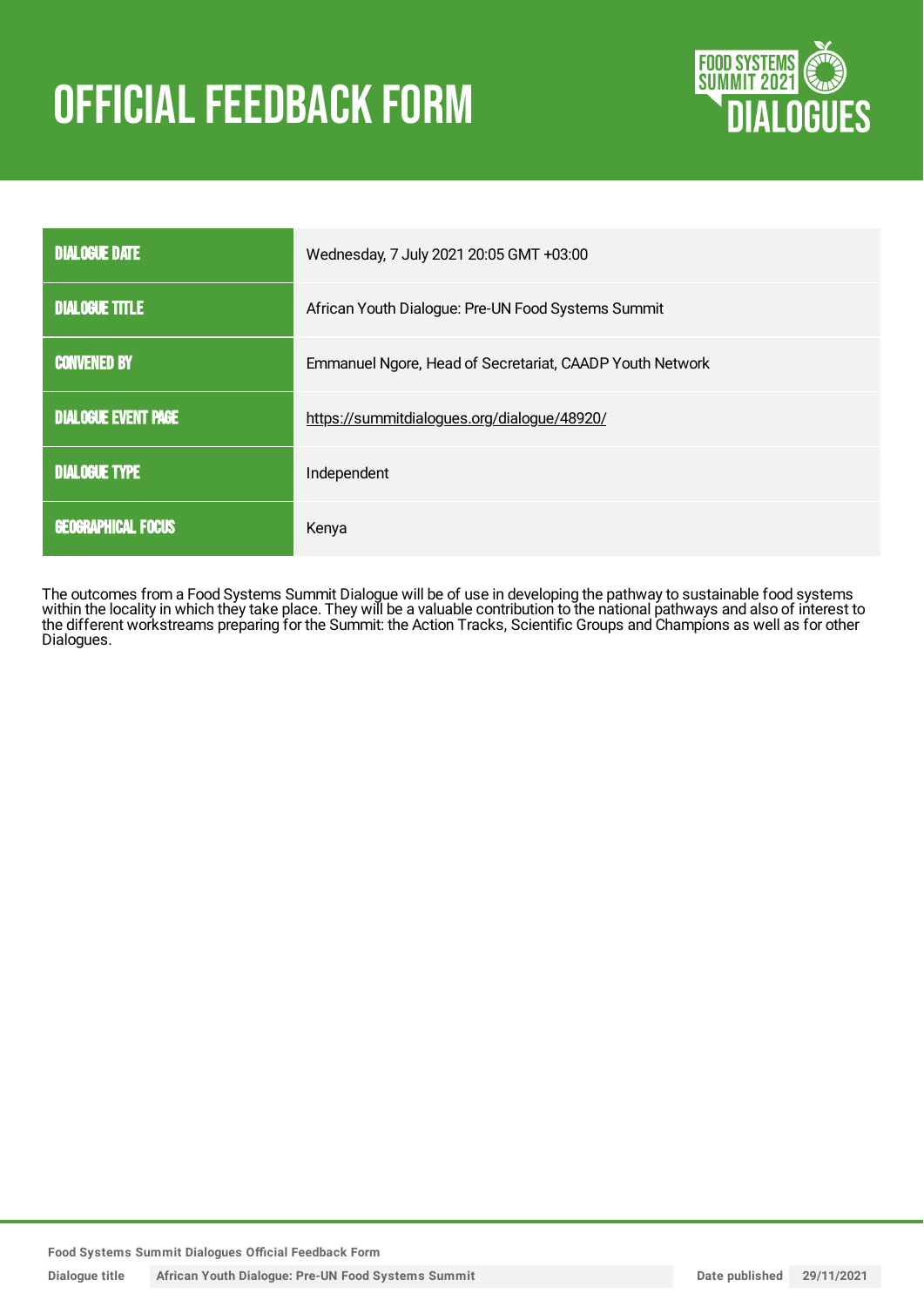# OFFICIAL FEEDBACK FORM

| | |
|---|---|
| DIALOGUE DATE | Wednesday, 7 July 2021 20:05 GMT +03:00 |
| DIALOGUE TITLE | African Youth Dialogue: Pre-UN Food Systems Summit |
| CONVENED BY | Emmanuel Ngore, Head of Secretariat, CAADP Youth Network |
| DIALOGUE EVENT PAGE | https://summitdialogues.org/dialogue/48920/ |
| DIALOGUE TYPE | Independent |
| GEOGRAPHICAL FOCUS | Kenya |

The outcomes from a Food Systems Summit Dialogue will be of use in developing the pathway to sustainable food systems within the locality in which they take place. They will be a valuable contribution to the national pathways and also of interest to the different workstreams preparing for the Summit: the Action Tracks, Scientific Groups and Champions as well as for other Dialogues.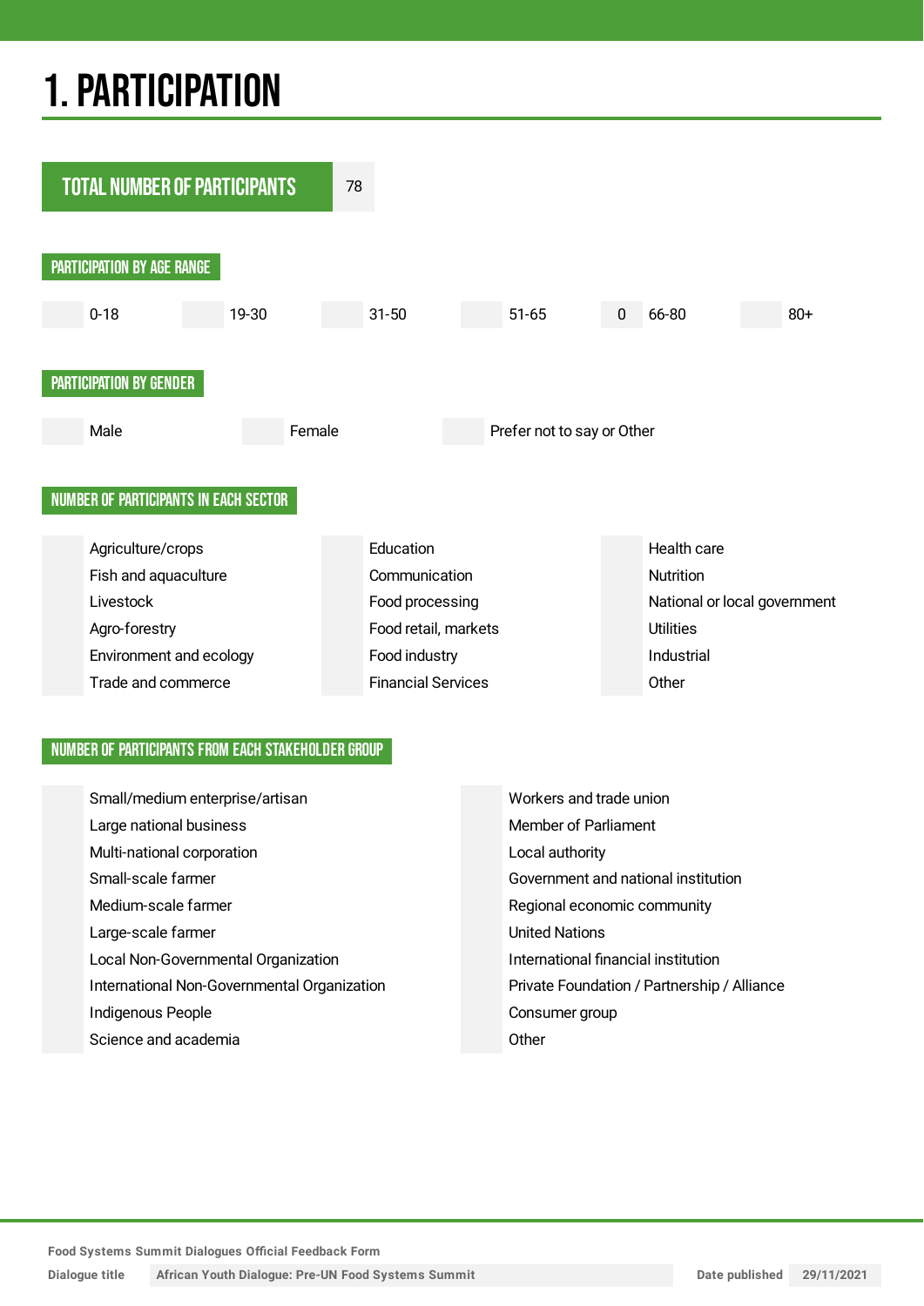# 1. PARTICIPATION

**TOTAL NUMBER OF PARTICIPANTS** 78

## PARTICIPATION BY AGE RANGE

| | 0-18 | | 19-30 | | 31-50 | | 51-65 | 0 | 66-80 | | 80+ |
|---|---|---|---|---|---|---|---|---|---|---|---|

## PARTICIPATION BY GENDER

| | Male | | Female | | Prefer not to say or Other |
|---|---|---|---|---|---|

## NUMBER OF PARTICIPANTS IN EACH SECTOR

| | | | | | |
|---|---|---|---|---|---|
| | Agriculture/crops | | Education | | Health care |
| | Fish and aquaculture | | Communication | | Nutrition |
| | Livestock | | Food processing | | National or local government |
| | Agro-forestry | | Food retail, markets | | Utilities |
| | Environment and ecology | | Food industry | | Industrial |
| | Trade and commerce | | Financial Services | | Other |

## NUMBER OF PARTICIPANTS FROM EACH STAKEHOLDER GROUP

| | | | |
|---|---|---|---|
| | Small/medium enterprise/artisan | | Workers and trade union |
| | Large national business | | Member of Parliament |
| | Multi-national corporation | | Local authority |
| | Small-scale farmer | | Government and national institution |
| | Medium-scale farmer | | Regional economic community |
| | Large-scale farmer | | United Nations |
| | Local Non-Governmental Organization | | International financial institution |
| | International Non-Governmental Organization | | Private Foundation / Partnership / Alliance |
| | Indigenous People | | Consumer group |
| | Science and academia | | Other |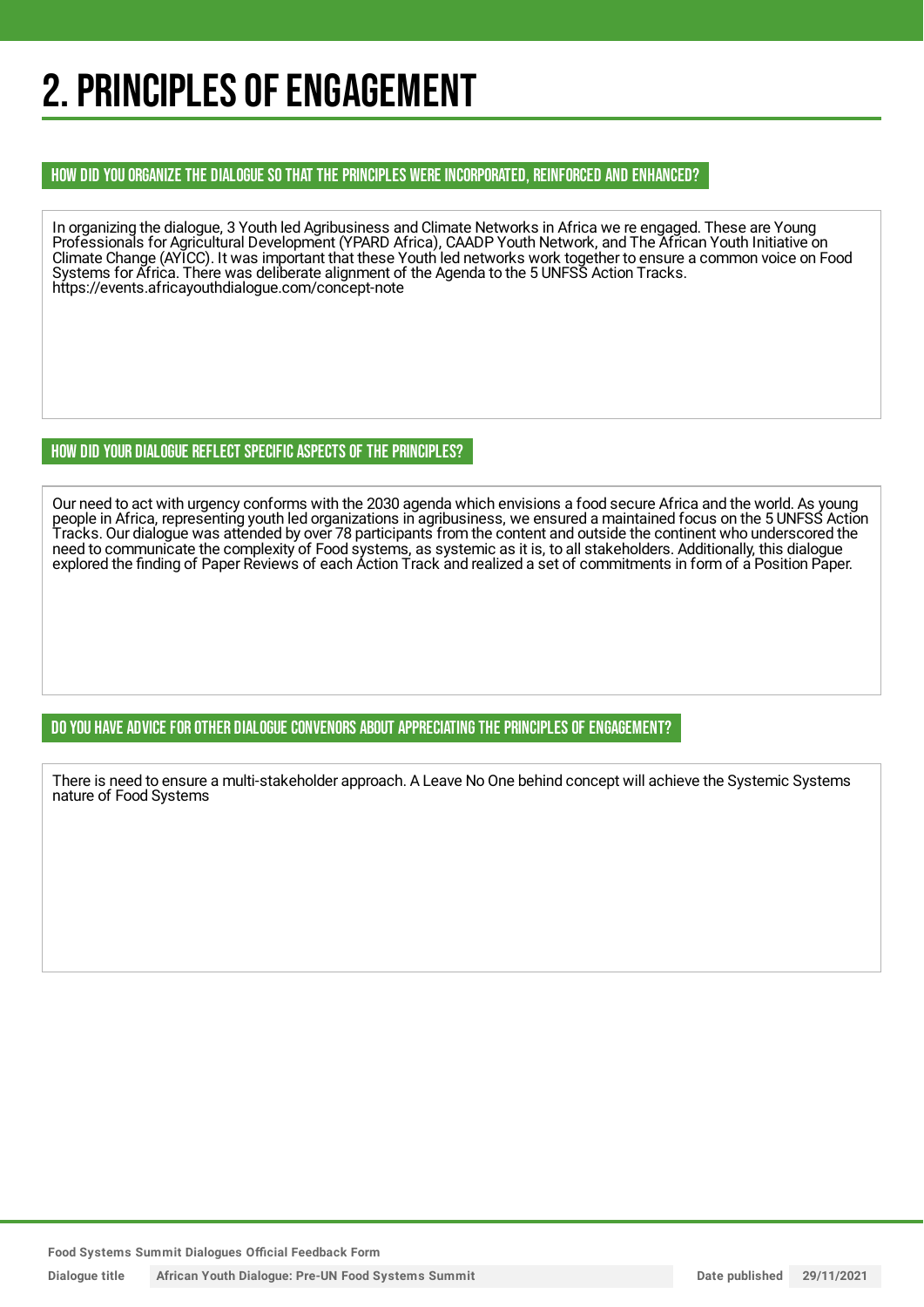# 2. PRINCIPLES OF ENGAGEMENT

### HOW DID YOU ORGANIZE THE DIALOGUE SO THAT THE PRINCIPLES WERE INCORPORATED, REINFORCED AND ENHANCED?

In organizing the dialogue, 3 Youth led Agribusiness and Climate Networks in Africa we re engaged. These are Young Professionals for Agricultural Development (YPARD Africa), CAADP Youth Network, and The African Youth Initiative on Climate Change (AYICC). It was important that these Youth led networks work together to ensure a common voice on Food Systems for Africa. There was deliberate alignment of the Agenda to the 5 UNFSS Action Tracks. https://events.africayouthdialogue.com/concept-note

### HOW DID YOUR DIALOGUE REFLECT SPECIFIC ASPECTS OF THE PRINCIPLES?

Our need to act with urgency conforms with the 2030 agenda which envisions a food secure Africa and the world. As young people in Africa, representing youth led organizations in agribusiness, we ensured a maintained focus on the 5 UNFSS Action Tracks. Our dialogue was attended by over 78 participants from the content and outside the continent who underscored the need to communicate the complexity of Food systems, as systemic as it is, to all stakeholders. Additionally, this dialogue explored the finding of Paper Reviews of each Action Track and realized a set of commitments in form of a Position Paper.

### DO YOU HAVE ADVICE FOR OTHER DIALOGUE CONVENORS ABOUT APPRECIATING THE PRINCIPLES OF ENGAGEMENT?

There is need to ensure a multi-stakeholder approach. A Leave No One behind concept will achieve the Systemic Systems nature of Food Systems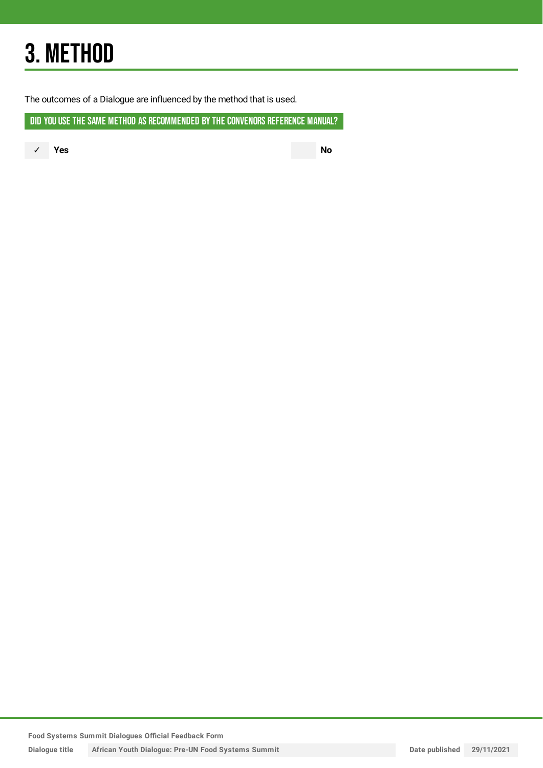# 3. METHOD

The outcomes of a Dialogue are influenced by the method that is used.

## DID YOU USE THE SAME METHOD AS RECOMMENDED BY THE CONVENORS REFERENCE MANUAL?

✓ **Yes**

**No**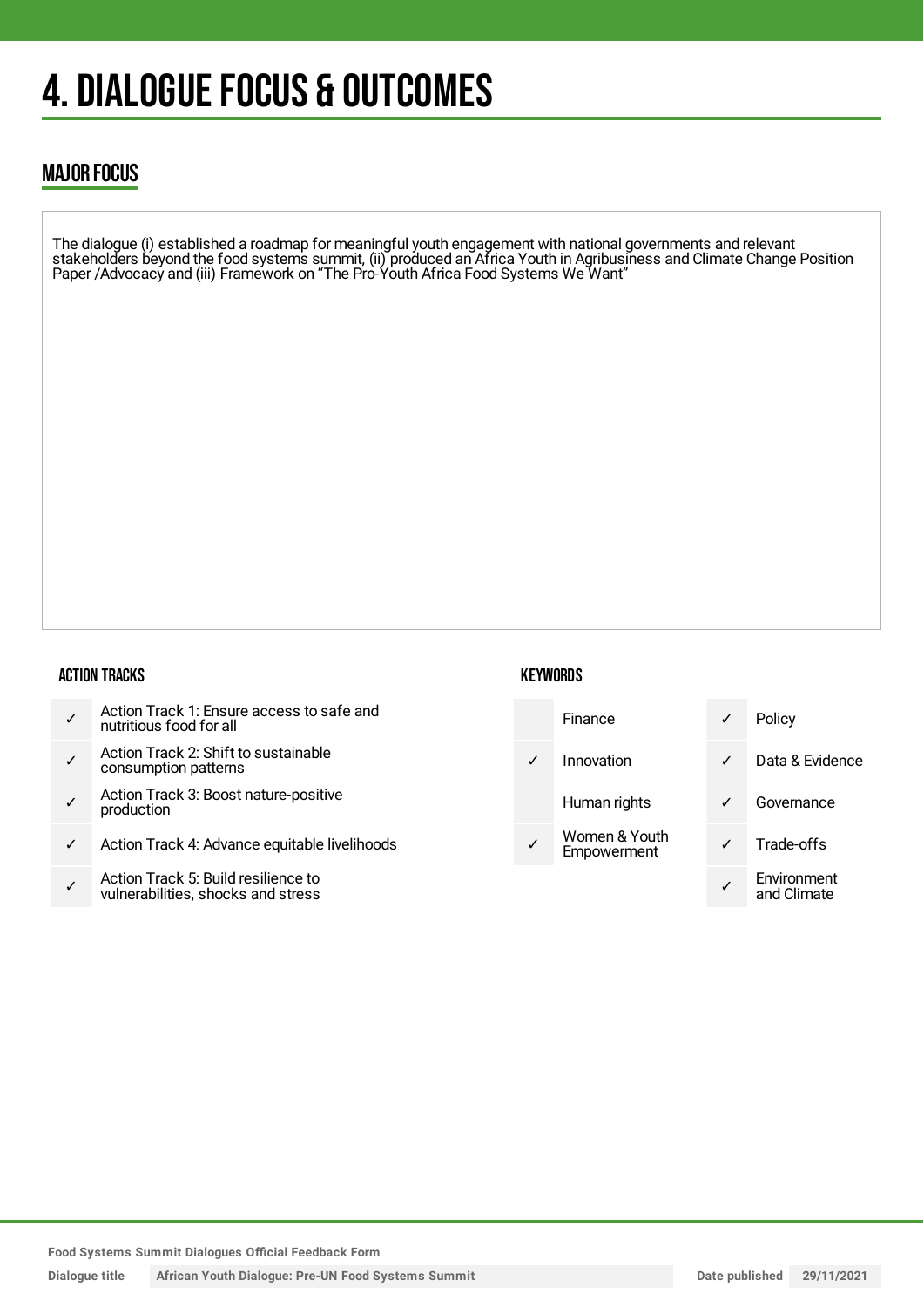# 4. DIALOGUE FOCUS & OUTCOMES

## MAJOR FOCUS

The dialogue (i) established a roadmap for meaningful youth engagement with national governments and relevant stakeholders beyond the food systems summit, (ii) produced an Africa Youth in Agribusiness and Climate Change Position Paper /Advocacy and (iii) Framework on "The Pro-Youth Africa Food Systems We Want"

### ACTION TRACKS

| | |
|---|---|
| ✓ | Action Track 1: Ensure access to safe and nutritious food for all |
| ✓ | Action Track 2: Shift to sustainable consumption patterns |
| ✓ | Action Track 3: Boost nature-positive production |
| ✓ | Action Track 4: Advance equitable livelihoods |
| ✓ | Action Track 5: Build resilience to vulnerabilities, shocks and stress |

### KEYWORDS

| | | | |
|---|---|---|---|
| | Finance | ✓ | Policy |
| ✓ | Innovation | ✓ | Data & Evidence |
| | Human rights | ✓ | Governance |
| ✓ | Women & Youth Empowerment | ✓ | Trade-offs |
| | | ✓ | Environment and Climate |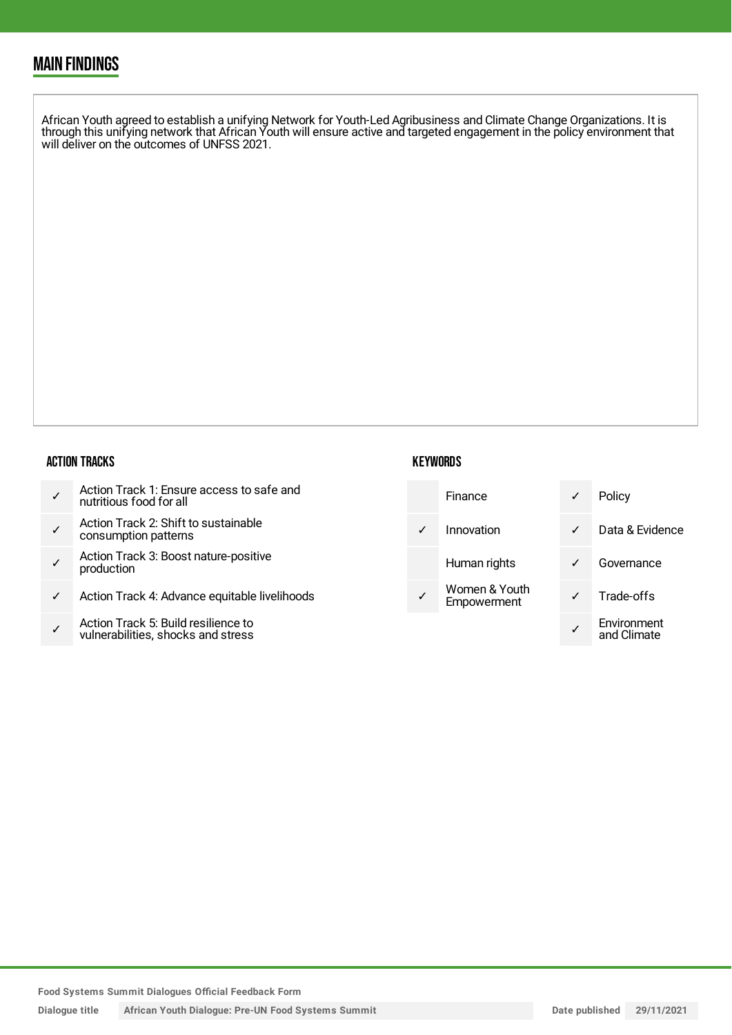## MAIN FINDINGS

African Youth agreed to establish a unifying Network for Youth-Led Agribusiness and Climate Change Organizations. It is through this unifying network that African Youth will ensure active and targeted engagement in the policy environment that will deliver on the outcomes of UNFSS 2021.

### ACTION TRACKS

| | |
|---|---|
| ✓ | Action Track 1: Ensure access to safe and nutritious food for all |
| ✓ | Action Track 2: Shift to sustainable consumption patterns |
| ✓ | Action Track 3: Boost nature-positive production |
| ✓ | Action Track 4: Advance equitable livelihoods |
| ✓ | Action Track 5: Build resilience to vulnerabilities, shocks and stress |

### KEYWORDS

| | | | |
|---|---|---|---|
| | Finance | ✓ | Policy |
| ✓ | Innovation | ✓ | Data & Evidence |
| | Human rights | ✓ | Governance |
| ✓ | Women & Youth Empowerment | ✓ | Trade-offs |
| | | ✓ | Environment and Climate |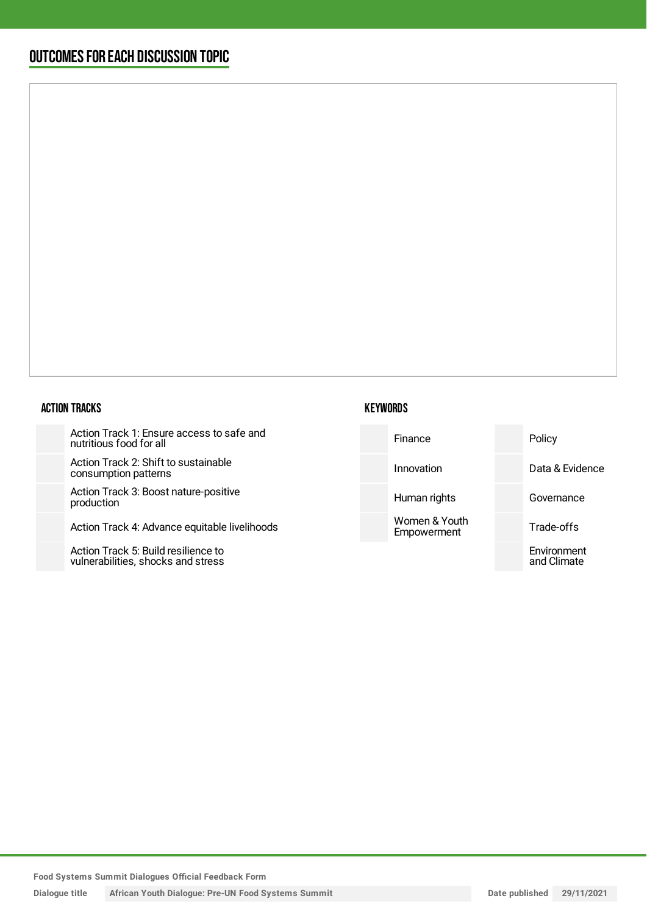## OUTCOMES FOR EACH DISCUSSION TOPIC

### ACTION TRACKS

| | |
|---|---|
| | Action Track 1: Ensure access to safe and nutritious food for all |
| | Action Track 2: Shift to sustainable consumption patterns |
| | Action Track 3: Boost nature-positive production |
| | Action Track 4: Advance equitable livelihoods |
| | Action Track 5: Build resilience to vulnerabilities, shocks and stress |

### KEYWORDS

| | | | |
|---|---|---|---|
| | Finance | | Policy |
| | Innovation | | Data & Evidence |
| | Human rights | | Governance |
| | Women & Youth Empowerment | | Trade-offs |
| | | | Environment and Climate |

Food Systems Summit Dialogues Official Feedback Form

Dialogue title: African Youth Dialogue: Pre-UN Food Systems Summit

Date published: 29/11/2021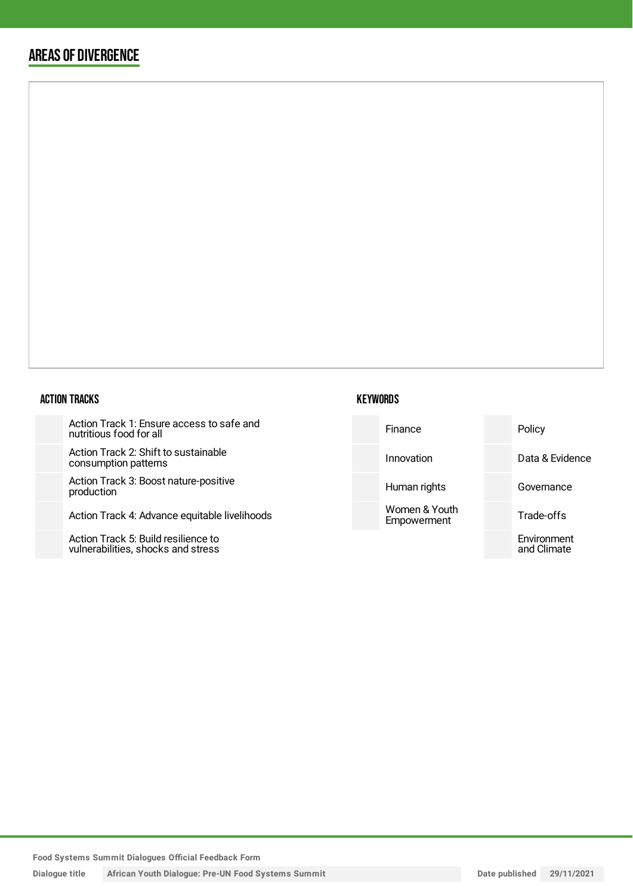## AREAS OF DIVERGENCE

### ACTION TRACKS

| | |
|---|---|
| | Action Track 1: Ensure access to safe and nutritious food for all |
| | Action Track 2: Shift to sustainable consumption patterns |
| | Action Track 3: Boost nature-positive production |
| | Action Track 4: Advance equitable livelihoods |
| | Action Track 5: Build resilience to vulnerabilities, shocks and stress |

### KEYWORDS

| | | | |
|---|---|---|---|
| | Finance | | Policy |
| | Innovation | | Data & Evidence |
| | Human rights | | Governance |
| | Women & Youth Empowerment | | Trade-offs |
| | | | Environment and Climate |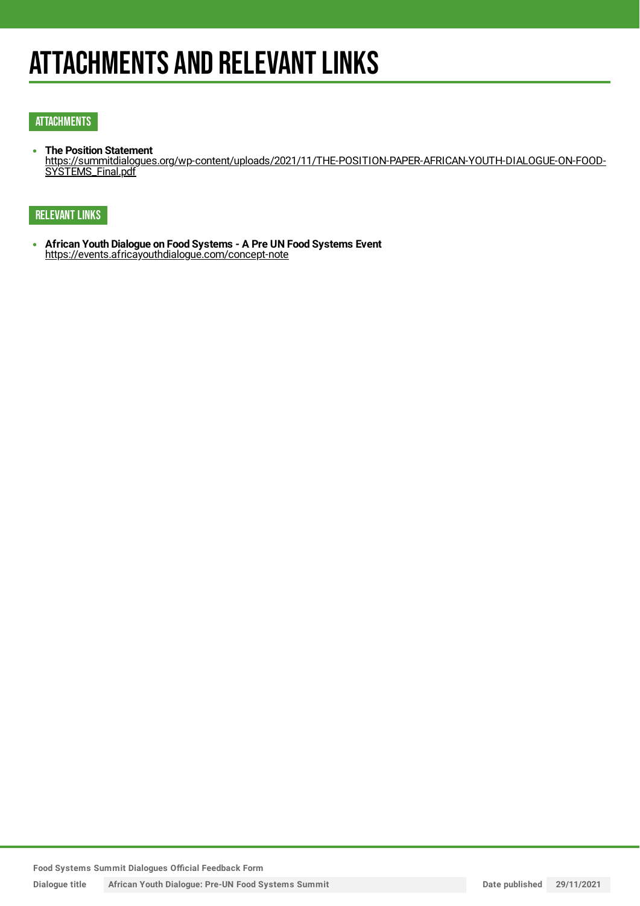# ATTACHMENTS AND RELEVANT LINKS

## ATTACHMENTS

- **The Position Statement**
  https://summitdialogues.org/wp-content/uploads/2021/11/THE-POSITION-PAPER-AFRICAN-YOUTH-DIALOGUE-ON-FOOD-SYSTEMS_Final.pdf

## RELEVANT LINKS

- **African Youth Dialogue on Food Systems - A Pre UN Food Systems Event**
  https://events.africayouthdialogue.com/concept-note